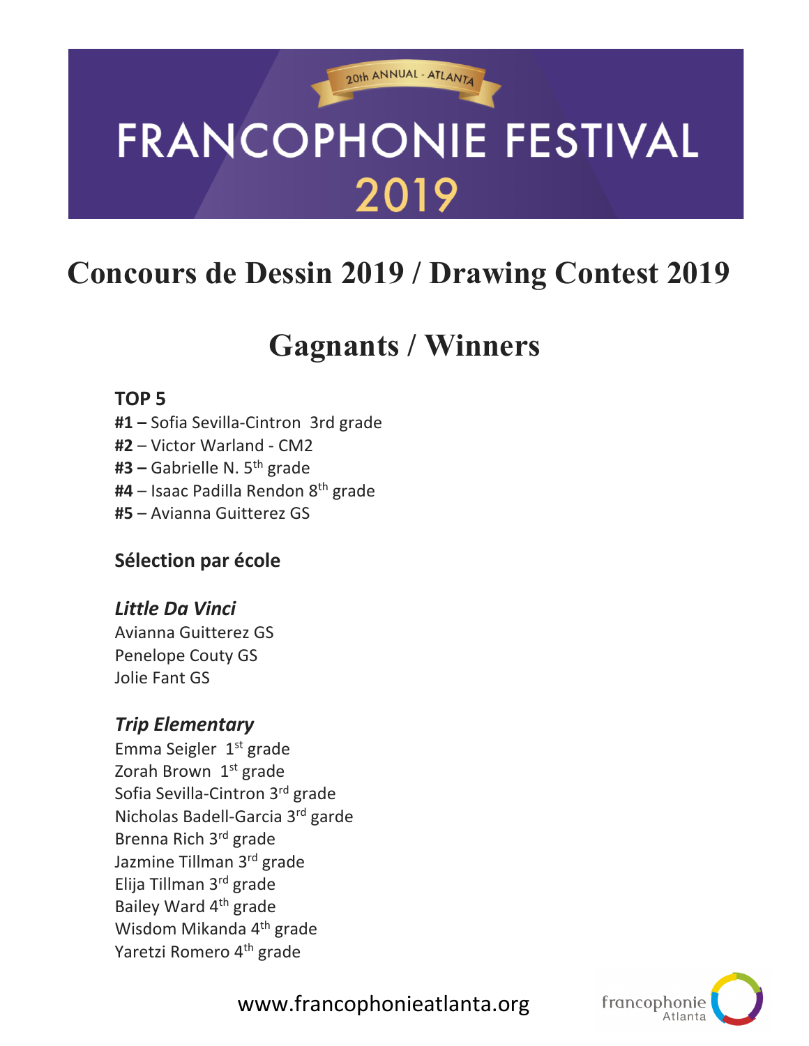20th ANNUAL - ATLANTA

# FRANCOPHONIE FESTIVAL 2019

## Concours de Dessin 2019 / Drawing Contest 2019

## Gagnants / Winners

**TOP 5**

**#1 –** Sofia Sevilla-Cintron 3rd grade
**#2** – Victor Warland - CM2
**#3 –** Gabrielle N. 5th grade
**#4** – Isaac Padilla Rendon 8th grade
**#5** – Avianna Guitterez GS

**Sélection par école**

***Little Da Vinci***

Avianna Guitterez GS
Penelope Couty GS
Jolie Fant GS

***Trip Elementary***

Emma Seigler 1st grade
Zorah Brown 1st grade
Sofia Sevilla-Cintron 3rd grade
Nicholas Badell-Garcia 3rd garde
Brenna Rich 3rd grade
Jazmine Tillman 3rd grade
Elija Tillman 3rd grade
Bailey Ward 4th grade
Wisdom Mikanda 4th grade
Yaretzi Romero 4th grade

www.francophonieatlanta.org

francophonie Atlanta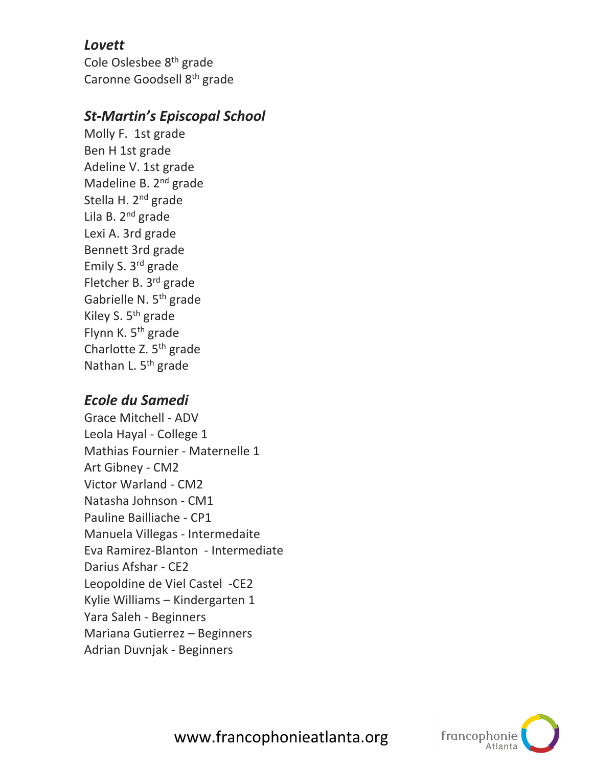### *Lovett*

Cole Oslesbee 8th grade
Caronne Goodsell 8th grade

### *St-Martin's Episcopal School*

Molly F.  1st grade
Ben H 1st grade
Adeline V. 1st grade
Madeline B. 2nd grade
Stella H. 2nd grade
Lila B. 2nd grade
Lexi A. 3rd grade
Bennett 3rd grade
Emily S. 3rd grade
Fletcher B. 3rd grade
Gabrielle N. 5th grade
Kiley S. 5th grade
Flynn K. 5th grade
Charlotte Z. 5th grade
Nathan L. 5th grade

### *Ecole du Samedi*

Grace Mitchell - ADV
Leola Hayal - College 1
Mathias Fournier - Maternelle 1
Art Gibney - CM2
Victor Warland - CM2
Natasha Johnson - CM1
Pauline Bailliache - CP1
Manuela Villegas - Intermedaite
Eva Ramirez-Blanton  - Intermediate
Darius Afshar - CE2
Leopoldine de Viel Castel  -CE2
Kylie Williams – Kindergarten 1
Yara Saleh - Beginners
Mariana Gutierrez – Beginners
Adrian Duvnjak - Beginners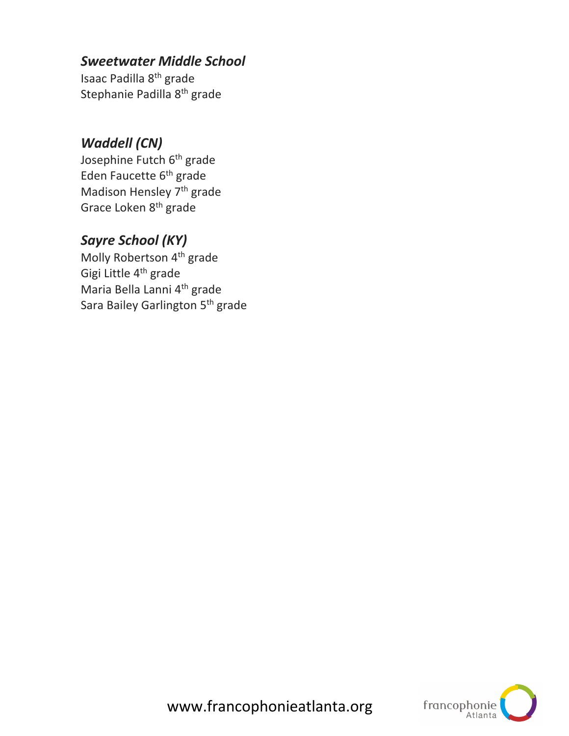### *Sweetwater Middle School*

Isaac Padilla 8th grade
Stephanie Padilla 8th grade

### *Waddell (CN)*

Josephine Futch 6th grade
Eden Faucette 6th grade
Madison Hensley 7th grade
Grace Loken 8th grade

### *Sayre School (KY)*

Molly Robertson 4th grade
Gigi Little 4th grade
Maria Bella Lanni 4th grade
Sara Bailey Garlington 5th grade